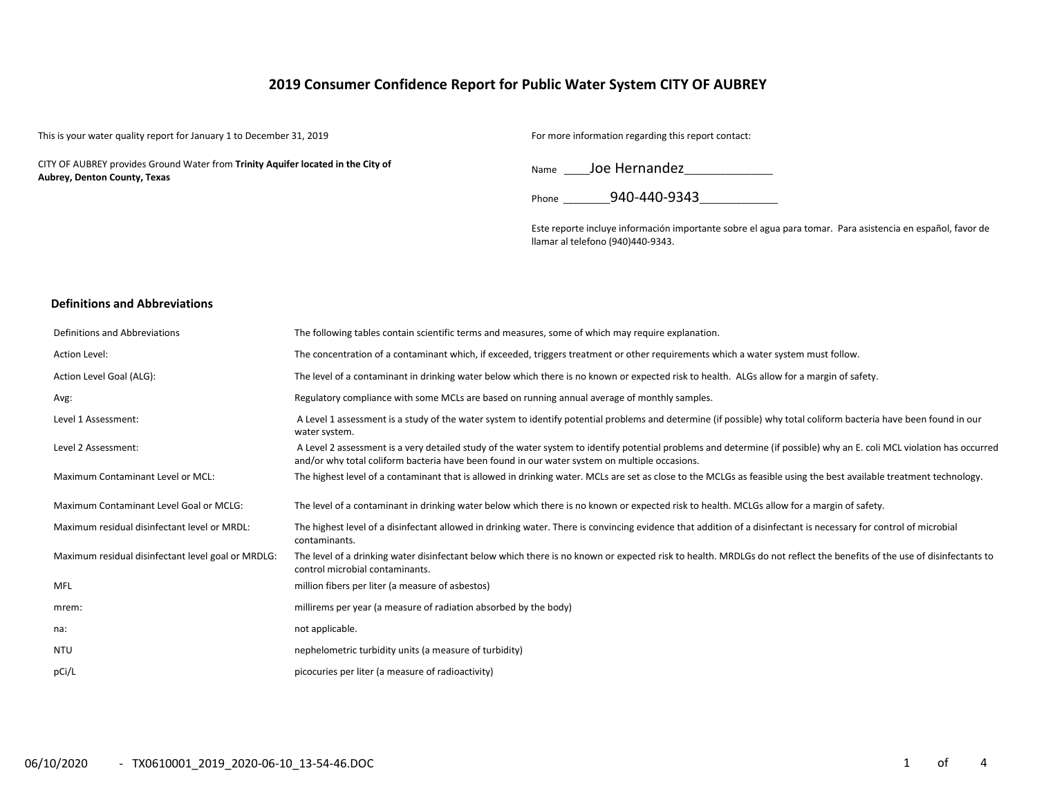# 2019 Consumer Confidence Report for Public Water System CITY OF AUBREY

This is your water quality report for January 1 to December 31, 2019

CITY OF AUBREY provides Ground Water from **Trinity Aquifer located in the City of Aubrey, Denton County, Texas**

For more information regarding this report contact:

Name ____Joe Hernandez_____________

Phone _______940-440-9343___________

Este reporte incluye información importante sobre el agua para tomar. Para asistencia en español, favor de llamar al telefono (940)440-9343.

### Definitions and Abbreviations

| | |
|---|---|
| Definitions and Abbreviations | The following tables contain scientific terms and measures, some of which may require explanation. |
| Action Level: | The concentration of a contaminant which, if exceeded, triggers treatment or other requirements which a water system must follow. |
| Action Level Goal (ALG): | The level of a contaminant in drinking water below which there is no known or expected risk to health. ALGs allow for a margin of safety. |
| Avg: | Regulatory compliance with some MCLs are based on running annual average of monthly samples. |
| Level 1 Assessment: | A Level 1 assessment is a study of the water system to identify potential problems and determine (if possible) why total coliform bacteria have been found in our water system. |
| Level 2 Assessment: | A Level 2 assessment is a very detailed study of the water system to identify potential problems and determine (if possible) why an E. coli MCL violation has occurred and/or why total coliform bacteria have been found in our water system on multiple occasions. |
| Maximum Contaminant Level or MCL: | The highest level of a contaminant that is allowed in drinking water. MCLs are set as close to the MCLGs as feasible using the best available treatment technology. |
| Maximum Contaminant Level Goal or MCLG: | The level of a contaminant in drinking water below which there is no known or expected risk to health. MCLGs allow for a margin of safety. |
| Maximum residual disinfectant level or MRDL: | The highest level of a disinfectant allowed in drinking water. There is convincing evidence that addition of a disinfectant is necessary for control of microbial contaminants. |
| Maximum residual disinfectant level goal or MRDLG: | The level of a drinking water disinfectant below which there is no known or expected risk to health. MRDLGs do not reflect the benefits of the use of disinfectants to control microbial contaminants. |
| MFL | million fibers per liter (a measure of asbestos) |
| mrem: | millirems per year (a measure of radiation absorbed by the body) |
| na: | not applicable. |
| NTU | nephelometric turbidity units (a measure of turbidity) |
| pCi/L | picocuries per liter (a measure of radioactivity) |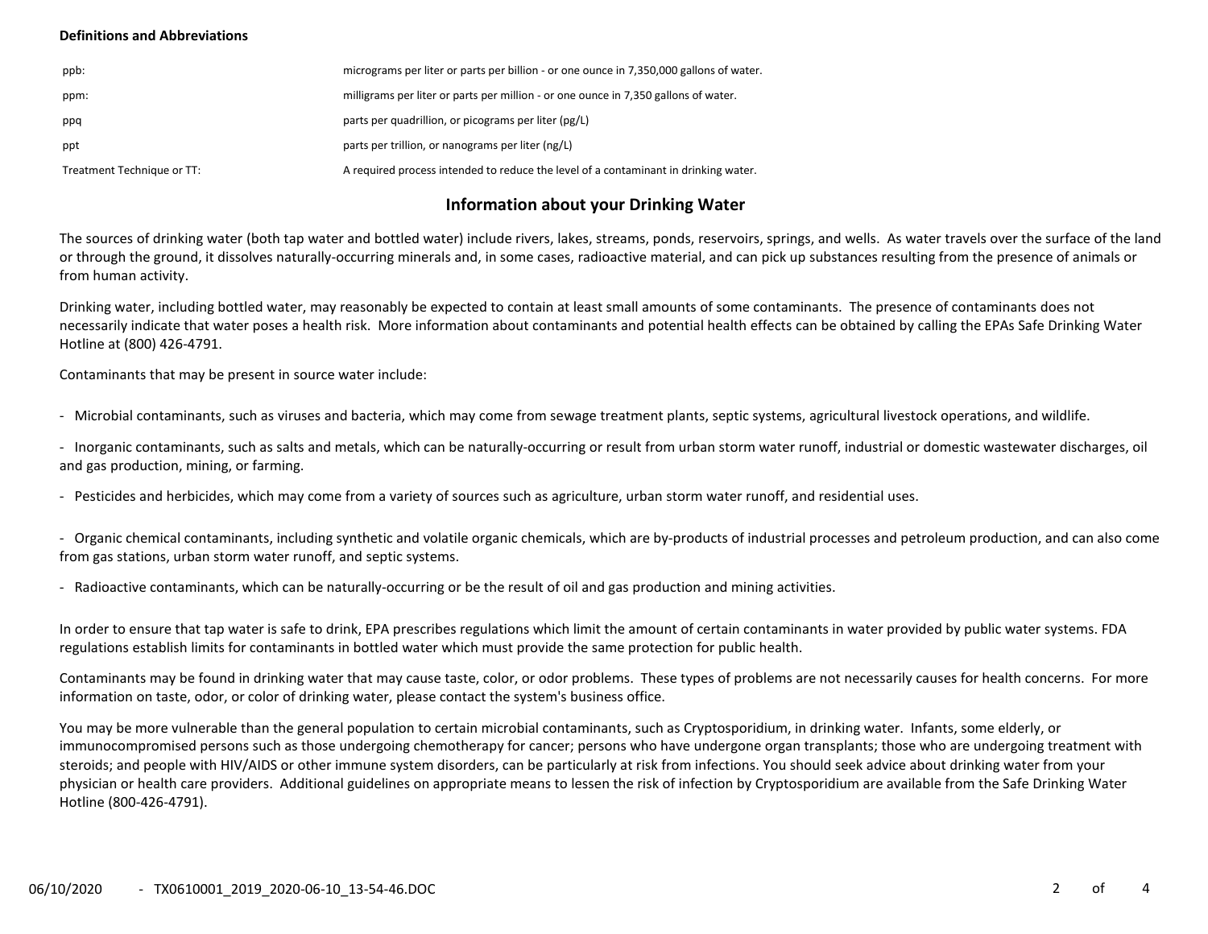**Definitions and Abbreviations**

| | |
|---|---|
| ppb: | micrograms per liter or parts per billion - or one ounce in 7,350,000 gallons of water. |
| ppm: | milligrams per liter or parts per million - or one ounce in 7,350 gallons of water. |
| ppq | parts per quadrillion, or picograms per liter (pg/L) |
| ppt | parts per trillion, or nanograms per liter (ng/L) |
| Treatment Technique or TT: | A required process intended to reduce the level of a contaminant in drinking water. |

## Information about your Drinking Water

The sources of drinking water (both tap water and bottled water) include rivers, lakes, streams, ponds, reservoirs, springs, and wells. As water travels over the surface of the land or through the ground, it dissolves naturally-occurring minerals and, in some cases, radioactive material, and can pick up substances resulting from the presence of animals or from human activity.

Drinking water, including bottled water, may reasonably be expected to contain at least small amounts of some contaminants. The presence of contaminants does not necessarily indicate that water poses a health risk. More information about contaminants and potential health effects can be obtained by calling the EPAs Safe Drinking Water Hotline at (800) 426-4791.

Contaminants that may be present in source water include:

- Microbial contaminants, such as viruses and bacteria, which may come from sewage treatment plants, septic systems, agricultural livestock operations, and wildlife.
- Inorganic contaminants, such as salts and metals, which can be naturally-occurring or result from urban storm water runoff, industrial or domestic wastewater discharges, oil and gas production, mining, or farming.
- Pesticides and herbicides, which may come from a variety of sources such as agriculture, urban storm water runoff, and residential uses.
- Organic chemical contaminants, including synthetic and volatile organic chemicals, which are by-products of industrial processes and petroleum production, and can also come from gas stations, urban storm water runoff, and septic systems.
- Radioactive contaminants, which can be naturally-occurring or be the result of oil and gas production and mining activities.

In order to ensure that tap water is safe to drink, EPA prescribes regulations which limit the amount of certain contaminants in water provided by public water systems. FDA regulations establish limits for contaminants in bottled water which must provide the same protection for public health.

Contaminants may be found in drinking water that may cause taste, color, or odor problems. These types of problems are not necessarily causes for health concerns. For more information on taste, odor, or color of drinking water, please contact the system's business office.

You may be more vulnerable than the general population to certain microbial contaminants, such as Cryptosporidium, in drinking water. Infants, some elderly, or immunocompromised persons such as those undergoing chemotherapy for cancer; persons who have undergone organ transplants; those who are undergoing treatment with steroids; and people with HIV/AIDS or other immune system disorders, can be particularly at risk from infections. You should seek advice about drinking water from your physician or health care providers. Additional guidelines on appropriate means to lessen the risk of infection by Cryptosporidium are available from the Safe Drinking Water Hotline (800-426-4791).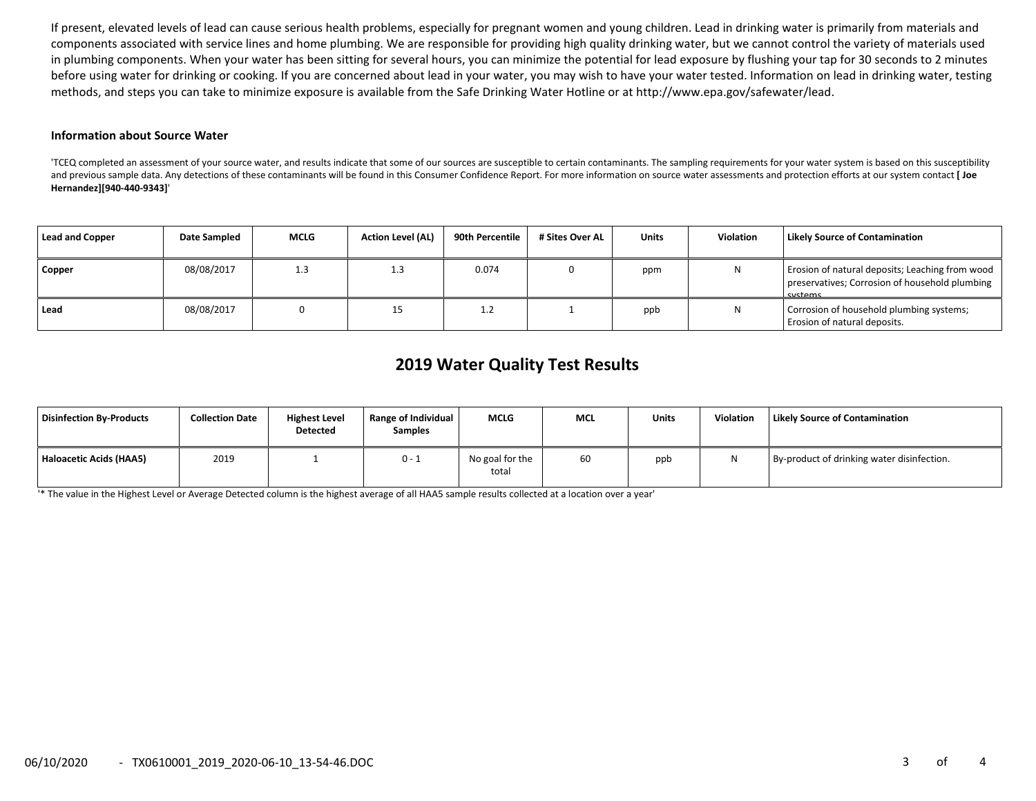If present, elevated levels of lead can cause serious health problems, especially for pregnant women and young children. Lead in drinking water is primarily from materials and components associated with service lines and home plumbing. We are responsible for providing high quality drinking water, but we cannot control the variety of materials used in plumbing components. When your water has been sitting for several hours, you can minimize the potential for lead exposure by flushing your tap for 30 seconds to 2 minutes before using water for drinking or cooking. If you are concerned about lead in your water, you may wish to have your water tested. Information on lead in drinking water, testing methods, and steps you can take to minimize exposure is available from the Safe Drinking Water Hotline or at http://www.epa.gov/safewater/lead.

**Information about Source Water**

'TCEQ completed an assessment of your source water, and results indicate that some of our sources are susceptible to certain contaminants. The sampling requirements for your water system is based on this susceptibility and previous sample data. Any detections of these contaminants will be found in this Consumer Confidence Report. For more information on source water assessments and protection efforts at our system contact **[ Joe Hernandez][940-440-9343]**'

| Lead and Copper | Date Sampled | MCLG | Action Level (AL) | 90th Percentile | # Sites Over AL | Units | Violation | Likely Source of Contamination |
|---|---|---|---|---|---|---|---|---|
| **Copper** | 08/08/2017 | 1.3 | 1.3 | 0.074 | 0 | ppm | N | Erosion of natural deposits; Leaching from wood preservatives; Corrosion of household plumbing systems. |
| **Lead** | 08/08/2017 | 0 | 15 | 1.2 | 1 | ppb | N | Corrosion of household plumbing systems; Erosion of natural deposits. |

## 2019 Water Quality Test Results

| Disinfection By-Products | Collection Date | Highest Level Detected | Range of Individual Samples | MCLG | MCL | Units | Violation | Likely Source of Contamination |
|---|---|---|---|---|---|---|---|---|
| **Haloacetic Acids (HAA5)** | 2019 | 1 | 0 - 1 | No goal for the total | 60 | ppb | N | By-product of drinking water disinfection. |

'* The value in the Highest Level or Average Detected column is the highest average of all HAA5 sample results collected at a location over a year'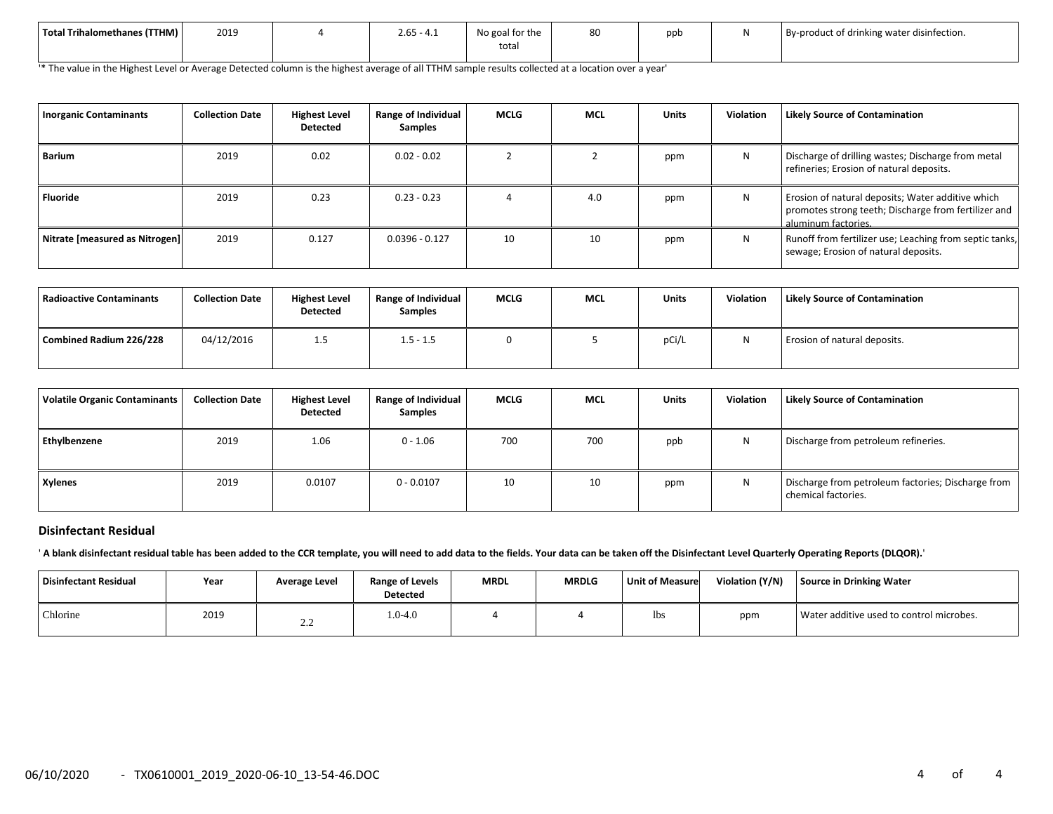| Total Trihalomethanes (TTHM) | 2019 | 4 | 2.65 - 4.1 | No goal for the total | 80 | ppb | N | By-product of drinking water disinfection. |
|---|---|---|---|---|---|---|---|---|

'* The value in the Highest Level or Average Detected column is the highest average of all TTHM sample results collected at a location over a year'

| Inorganic Contaminants | Collection Date | Highest Level Detected | Range of Individual Samples | MCLG | MCL | Units | Violation | Likely Source of Contamination |
|---|---|---|---|---|---|---|---|---|
| Barium | 2019 | 0.02 | 0.02 - 0.02 | 2 | 2 | ppm | N | Discharge of drilling wastes; Discharge from metal refineries; Erosion of natural deposits. |
| Fluoride | 2019 | 0.23 | 0.23 - 0.23 | 4 | 4.0 | ppm | N | Erosion of natural deposits; Water additive which promotes strong teeth; Discharge from fertilizer and aluminum factories. |
| Nitrate [measured as Nitrogen] | 2019 | 0.127 | 0.0396 - 0.127 | 10 | 10 | ppm | N | Runoff from fertilizer use; Leaching from septic tanks, sewage; Erosion of natural deposits. |

| Radioactive Contaminants | Collection Date | Highest Level Detected | Range of Individual Samples | MCLG | MCL | Units | Violation | Likely Source of Contamination |
|---|---|---|---|---|---|---|---|---|
| Combined Radium 226/228 | 04/12/2016 | 1.5 | 1.5 - 1.5 | 0 | 5 | pCi/L | N | Erosion of natural deposits. |

| Volatile Organic Contaminants | Collection Date | Highest Level Detected | Range of Individual Samples | MCLG | MCL | Units | Violation | Likely Source of Contamination |
|---|---|---|---|---|---|---|---|---|
| Ethylbenzene | 2019 | 1.06 | 0 - 1.06 | 700 | 700 | ppb | N | Discharge from petroleum refineries. |
| Xylenes | 2019 | 0.0107 | 0 - 0.0107 | 10 | 10 | ppm | N | Discharge from petroleum factories; Discharge from chemical factories. |

### Disinfectant Residual

**' A blank disinfectant residual table has been added to the CCR template, you will need to add data to the fields. Your data can be taken off the Disinfectant Level Quarterly Operating Reports (DLQOR).'**

| Disinfectant Residual | Year | Average Level | Range of Levels Detected | MRDL | MRDLG | Unit of Measure | Violation (Y/N) | Source in Drinking Water |
|---|---|---|---|---|---|---|---|---|
| Chlorine | 2019 | 2.2 | 1.0-4.0 | 4 | 4 | lbs | ppm | Water additive used to control microbes. |